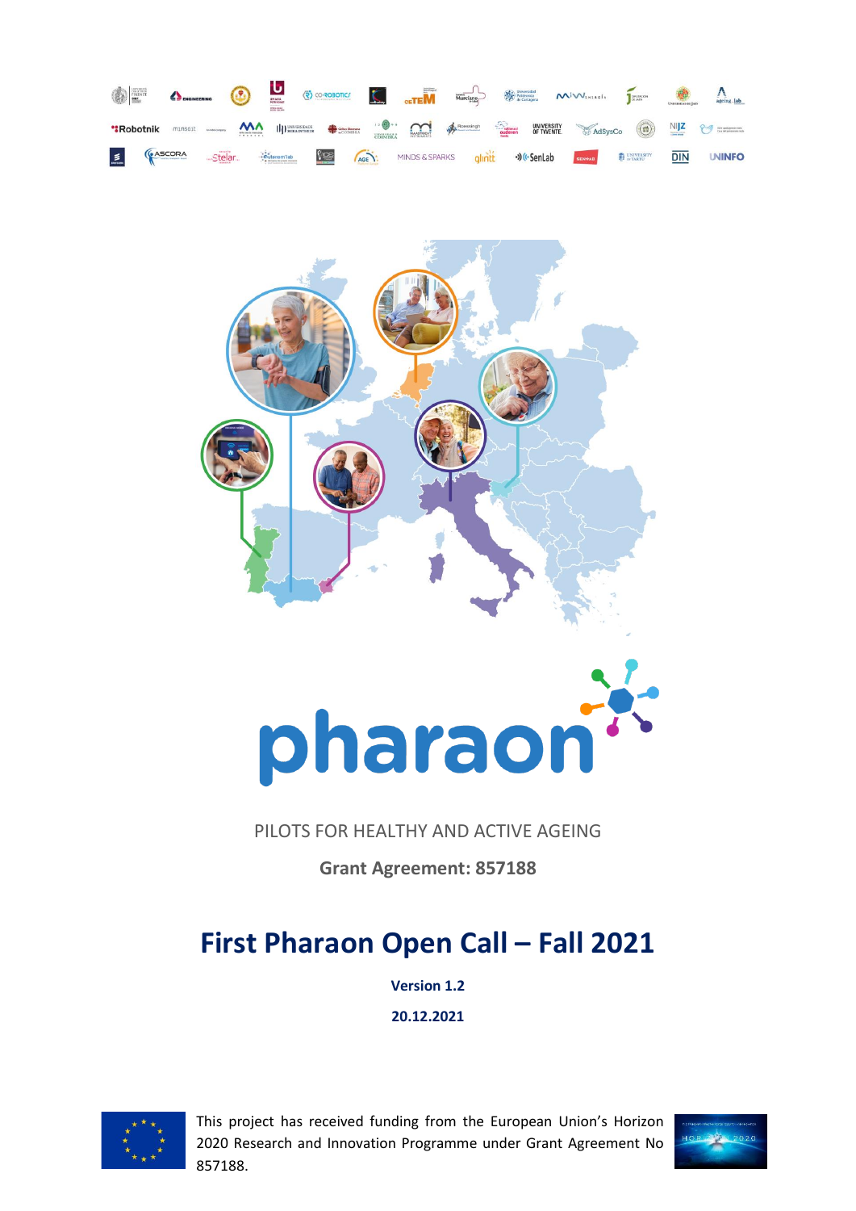pharaon

PILOTS FOR HEALTHY AND ACTIVE AGEING

**Grant Agreement: 857188**

# First Pharaon Open Call – Fall 2021

**Version 1.2**

**20.12.2021**

This project has received funding from the European Union's Horizon 2020 Research and Innovation Programme under Grant Agreement No 857188.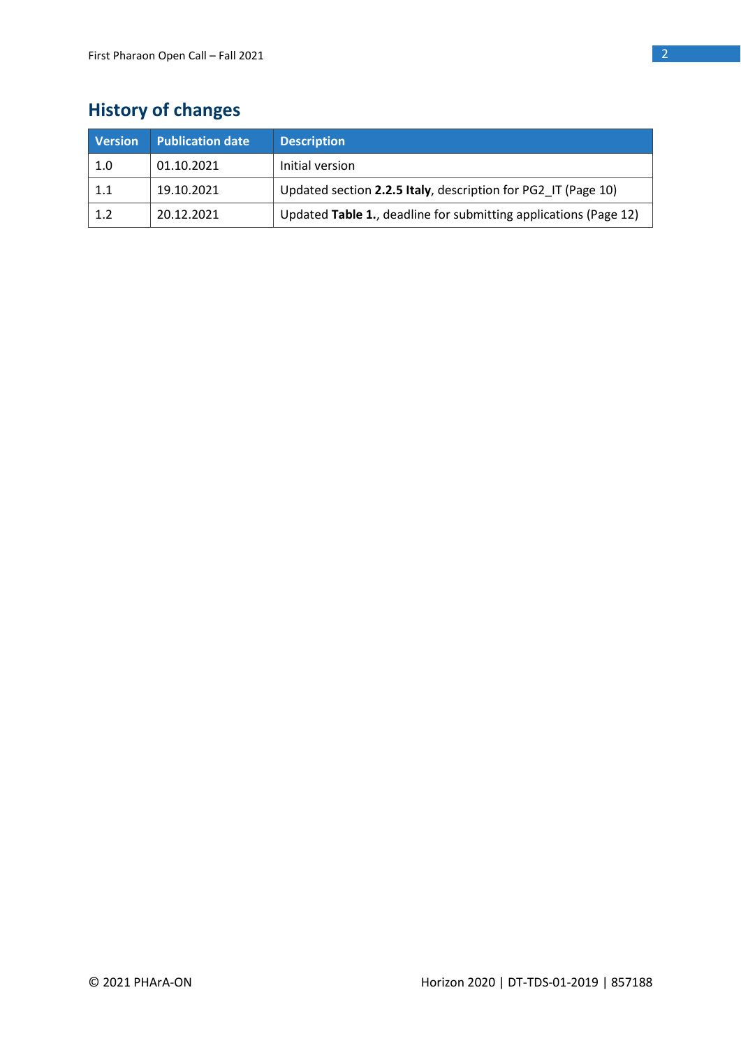## History of changes

| Version | Publication date | Description |
| --- | --- | --- |
| 1.0 | 01.10.2021 | Initial version |
| 1.1 | 19.10.2021 | Updated section **2.2.5 Italy**, description for PG2_IT (Page 10) |
| 1.2 | 20.12.2021 | Updated **Table 1.**, deadline for submitting applications (Page 12) |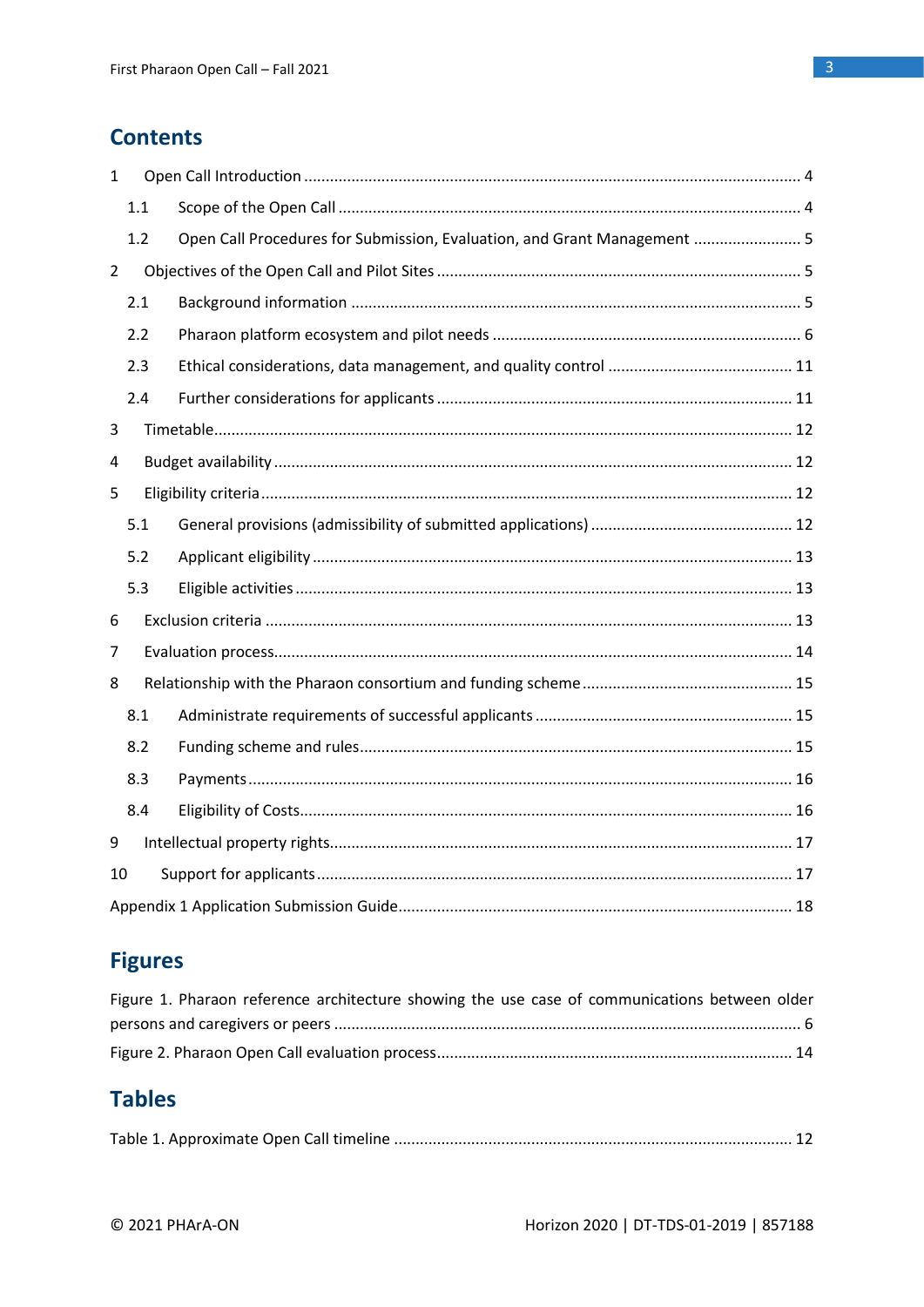## Contents

1 Open Call Introduction ........................................................................................................ 4

  1.1 Scope of the Open Call ..................................................................................................... 4

  1.2 Open Call Procedures for Submission, Evaluation, and Grant Management ......................... 5

2 Objectives of the Open Call and Pilot Sites ........................................................................ 5

  2.1 Background information ................................................................................................... 5

  2.2 Pharaon platform ecosystem and pilot needs ...................................................................... 6

  2.3 Ethical considerations, data management, and quality control .......................................... 11

  2.4 Further considerations for applicants ............................................................................... 11

3 Timetable .......................................................................................................................... 12

4 Budget availability ............................................................................................................ 12

5 Eligibility criteria .............................................................................................................. 12

  5.1 General provisions (admissibility of submitted applications) ............................................. 12

  5.2 Applicant eligibility ......................................................................................................... 13

  5.3 Eligible activities ............................................................................................................ 13

6 Exclusion criteria .............................................................................................................. 13

7 Evaluation process ............................................................................................................ 14

8 Relationship with the Pharaon consortium and funding scheme ......................................... 15

  8.1 Administrate requirements of successful applicants .......................................................... 15

  8.2 Funding scheme and rules ............................................................................................... 15

  8.3 Payments ........................................................................................................................ 16

  8.4 Eligibility of Costs ........................................................................................................... 16

9 Intellectual property rights ................................................................................................ 17

10 Support for applicants ..................................................................................................... 17

Appendix 1 Application Submission Guide .......................................................................... 18

## Figures

Figure 1. Pharaon reference architecture showing the use case of communications between older persons and caregivers or peers ........................................................................................... 6

Figure 2. Pharaon Open Call evaluation process .................................................................. 14

## Tables

Table 1. Approximate Open Call timeline ........................................................................... 12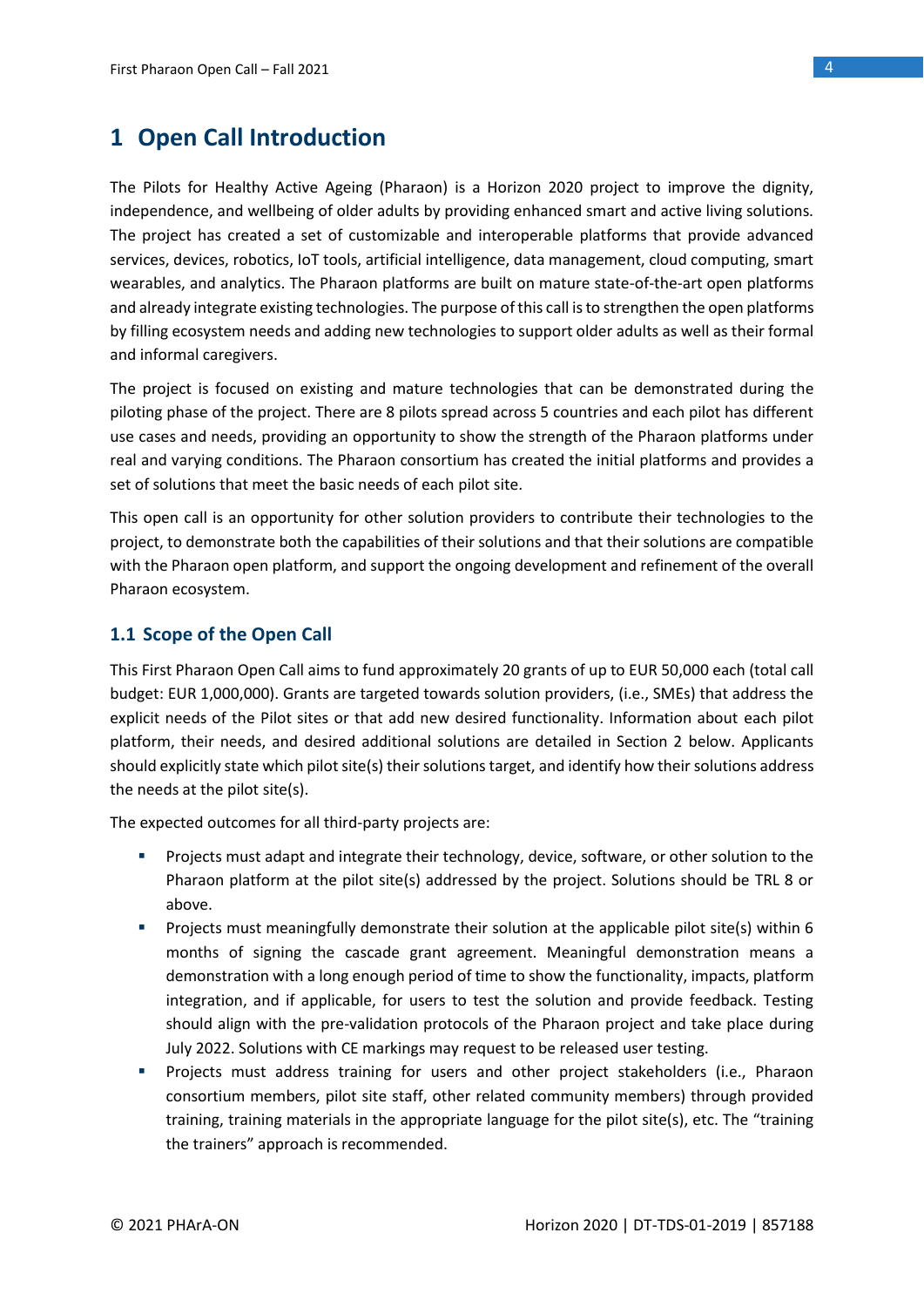# 1 Open Call Introduction

The Pilots for Healthy Active Ageing (Pharaon) is a Horizon 2020 project to improve the dignity, independence, and wellbeing of older adults by providing enhanced smart and active living solutions. The project has created a set of customizable and interoperable platforms that provide advanced services, devices, robotics, IoT tools, artificial intelligence, data management, cloud computing, smart wearables, and analytics. The Pharaon platforms are built on mature state-of-the-art open platforms and already integrate existing technologies. The purpose of this call is to strengthen the open platforms by filling ecosystem needs and adding new technologies to support older adults as well as their formal and informal caregivers.

The project is focused on existing and mature technologies that can be demonstrated during the piloting phase of the project. There are 8 pilots spread across 5 countries and each pilot has different use cases and needs, providing an opportunity to show the strength of the Pharaon platforms under real and varying conditions. The Pharaon consortium has created the initial platforms and provides a set of solutions that meet the basic needs of each pilot site.

This open call is an opportunity for other solution providers to contribute their technologies to the project, to demonstrate both the capabilities of their solutions and that their solutions are compatible with the Pharaon open platform, and support the ongoing development and refinement of the overall Pharaon ecosystem.

## 1.1 Scope of the Open Call

This First Pharaon Open Call aims to fund approximately 20 grants of up to EUR 50,000 each (total call budget: EUR 1,000,000). Grants are targeted towards solution providers, (i.e., SMEs) that address the explicit needs of the Pilot sites or that add new desired functionality. Information about each pilot platform, their needs, and desired additional solutions are detailed in Section 2 below. Applicants should explicitly state which pilot site(s) their solutions target, and identify how their solutions address the needs at the pilot site(s).

The expected outcomes for all third-party projects are:

- Projects must adapt and integrate their technology, device, software, or other solution to the Pharaon platform at the pilot site(s) addressed by the project. Solutions should be TRL 8 or above.
- Projects must meaningfully demonstrate their solution at the applicable pilot site(s) within 6 months of signing the cascade grant agreement. Meaningful demonstration means a demonstration with a long enough period of time to show the functionality, impacts, platform integration, and if applicable, for users to test the solution and provide feedback. Testing should align with the pre-validation protocols of the Pharaon project and take place during July 2022. Solutions with CE markings may request to be released user testing.
- Projects must address training for users and other project stakeholders (i.e., Pharaon consortium members, pilot site staff, other related community members) through provided training, training materials in the appropriate language for the pilot site(s), etc. The "training the trainers" approach is recommended.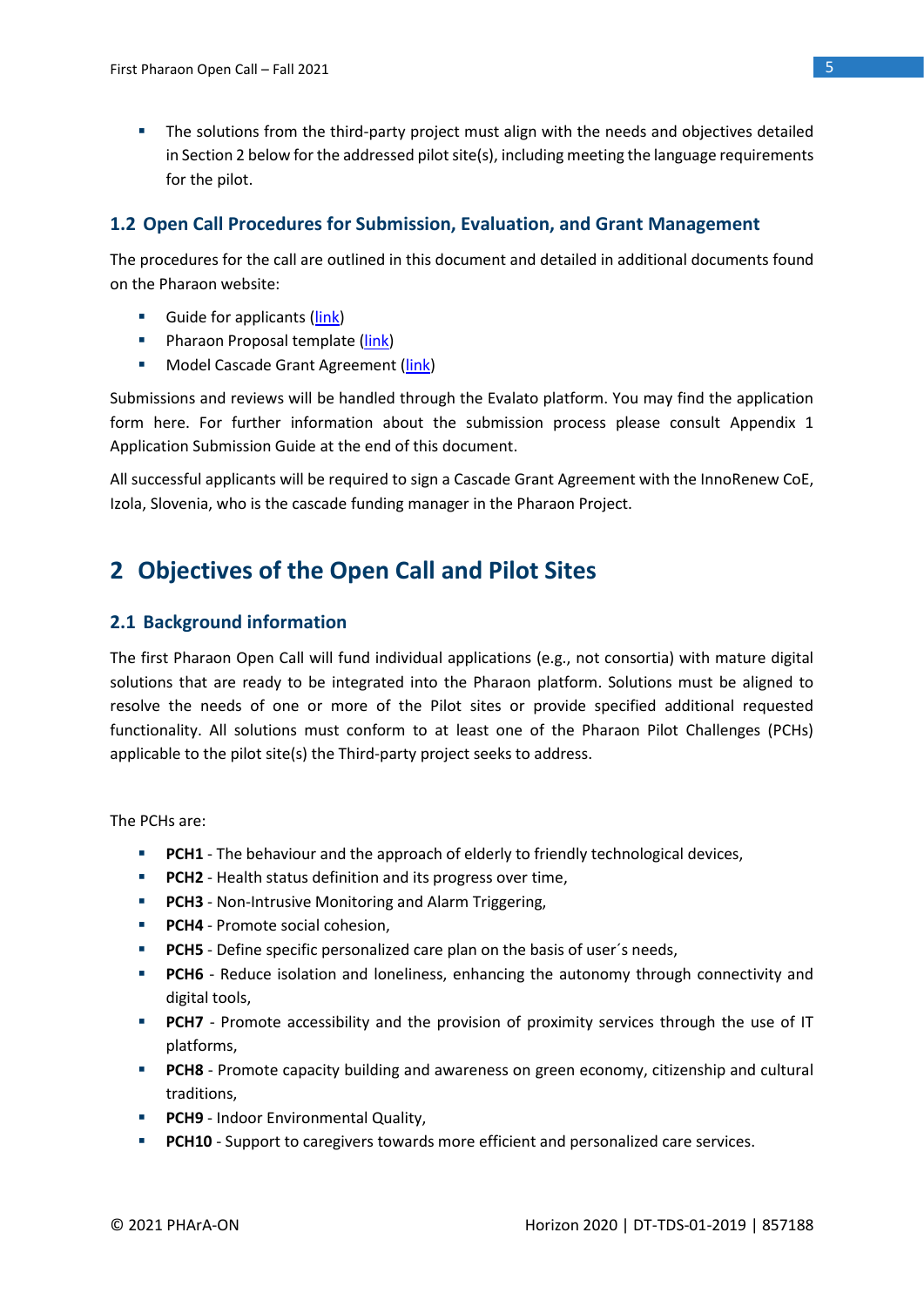- The solutions from the third-party project must align with the needs and objectives detailed in Section 2 below for the addressed pilot site(s), including meeting the language requirements for the pilot.

### 1.2 Open Call Procedures for Submission, Evaluation, and Grant Management

The procedures for the call are outlined in this document and detailed in additional documents found on the Pharaon website:

- Guide for applicants (link)
- Pharaon Proposal template (link)
- Model Cascade Grant Agreement (link)

Submissions and reviews will be handled through the Evalato platform. You may find the application form here. For further information about the submission process please consult Appendix 1 Application Submission Guide at the end of this document.

All successful applicants will be required to sign a Cascade Grant Agreement with the InnoRenew CoE, Izola, Slovenia, who is the cascade funding manager in the Pharaon Project.

## 2 Objectives of the Open Call and Pilot Sites

### 2.1 Background information

The first Pharaon Open Call will fund individual applications (e.g., not consortia) with mature digital solutions that are ready to be integrated into the Pharaon platform. Solutions must be aligned to resolve the needs of one or more of the Pilot sites or provide specified additional requested functionality. All solutions must conform to at least one of the Pharaon Pilot Challenges (PCHs) applicable to the pilot site(s) the Third-party project seeks to address.

The PCHs are:

- **PCH1** - The behaviour and the approach of elderly to friendly technological devices,
- **PCH2** - Health status definition and its progress over time,
- **PCH3** - Non-Intrusive Monitoring and Alarm Triggering,
- **PCH4** - Promote social cohesion,
- **PCH5** - Define specific personalized care plan on the basis of user´s needs,
- **PCH6** - Reduce isolation and loneliness, enhancing the autonomy through connectivity and digital tools,
- **PCH7** - Promote accessibility and the provision of proximity services through the use of IT platforms,
- **PCH8** - Promote capacity building and awareness on green economy, citizenship and cultural traditions,
- **PCH9** - Indoor Environmental Quality,
- **PCH10** - Support to caregivers towards more efficient and personalized care services.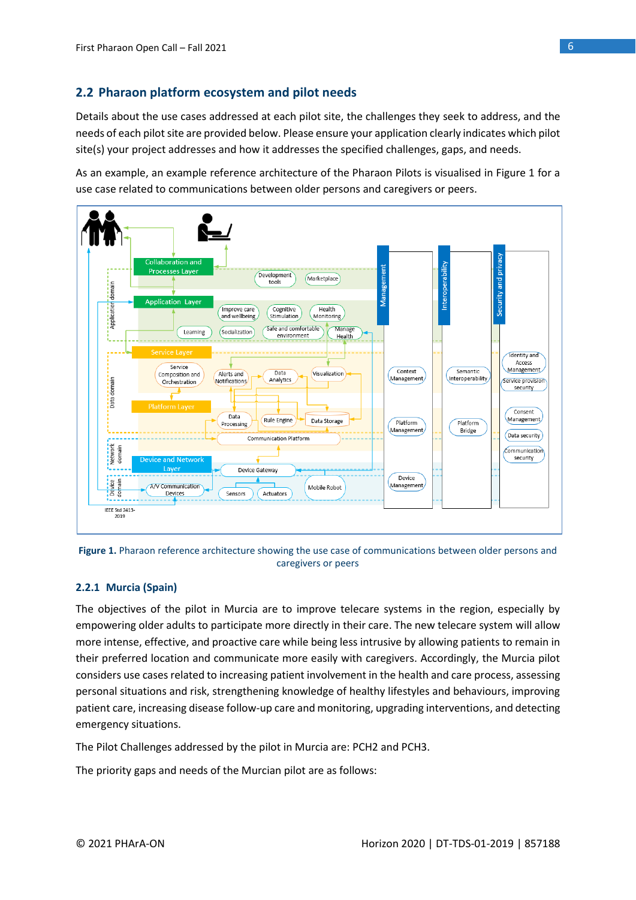## 2.2 Pharaon platform ecosystem and pilot needs

Details about the use cases addressed at each pilot site, the challenges they seek to address, and the needs of each pilot site are provided below. Please ensure your application clearly indicates which pilot site(s) your project addresses and how it addresses the specified challenges, gaps, and needs.

As an example, an example reference architecture of the Pharaon Pilots is visualised in Figure 1 for a use case related to communications between older persons and caregivers or peers.

**Figure 1.** Pharaon reference architecture showing the use case of communications between older persons and caregivers or peers

### 2.2.1 Murcia (Spain)

The objectives of the pilot in Murcia are to improve telecare systems in the region, especially by empowering older adults to participate more directly in their care. The new telecare system will allow more intense, effective, and proactive care while being less intrusive by allowing patients to remain in their preferred location and communicate more easily with caregivers. Accordingly, the Murcia pilot considers use cases related to increasing patient involvement in the health and care process, assessing personal situations and risk, strengthening knowledge of healthy lifestyles and behaviours, improving patient care, increasing disease follow-up care and monitoring, upgrading interventions, and detecting emergency situations.

The Pilot Challenges addressed by the pilot in Murcia are: PCH2 and PCH3.

The priority gaps and needs of the Murcian pilot are as follows: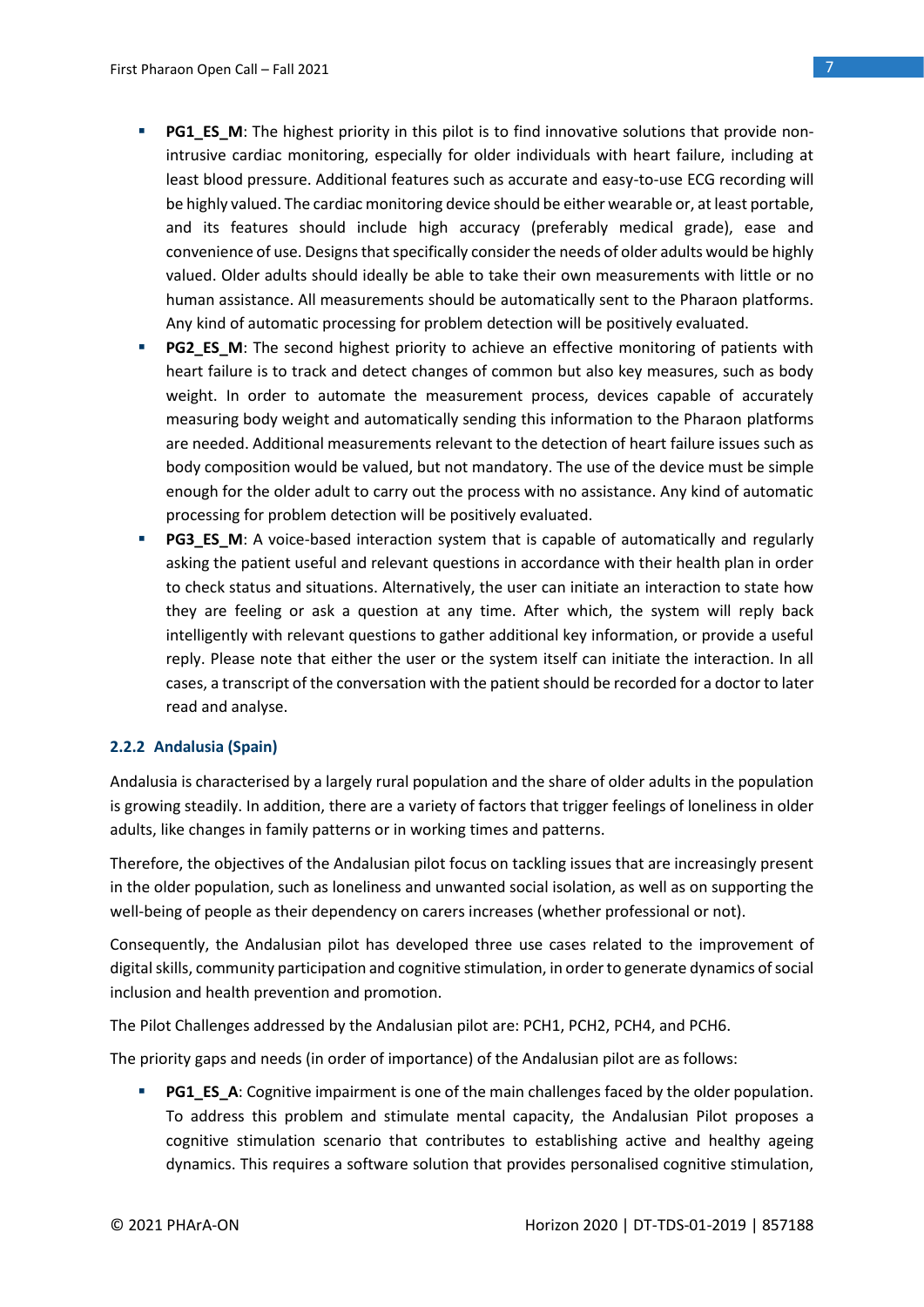- **PG1_ES_M**: The highest priority in this pilot is to find innovative solutions that provide non-intrusive cardiac monitoring, especially for older individuals with heart failure, including at least blood pressure. Additional features such as accurate and easy-to-use ECG recording will be highly valued. The cardiac monitoring device should be either wearable or, at least portable, and its features should include high accuracy (preferably medical grade), ease and convenience of use. Designs that specifically consider the needs of older adults would be highly valued. Older adults should ideally be able to take their own measurements with little or no human assistance. All measurements should be automatically sent to the Pharaon platforms. Any kind of automatic processing for problem detection will be positively evaluated.
- **PG2_ES_M**: The second highest priority to achieve an effective monitoring of patients with heart failure is to track and detect changes of common but also key measures, such as body weight. In order to automate the measurement process, devices capable of accurately measuring body weight and automatically sending this information to the Pharaon platforms are needed. Additional measurements relevant to the detection of heart failure issues such as body composition would be valued, but not mandatory. The use of the device must be simple enough for the older adult to carry out the process with no assistance. Any kind of automatic processing for problem detection will be positively evaluated.
- **PG3_ES_M**: A voice-based interaction system that is capable of automatically and regularly asking the patient useful and relevant questions in accordance with their health plan in order to check status and situations. Alternatively, the user can initiate an interaction to state how they are feeling or ask a question at any time. After which, the system will reply back intelligently with relevant questions to gather additional key information, or provide a useful reply. Please note that either the user or the system itself can initiate the interaction. In all cases, a transcript of the conversation with the patient should be recorded for a doctor to later read and analyse.

### 2.2.2 Andalusia (Spain)

Andalusia is characterised by a largely rural population and the share of older adults in the population is growing steadily. In addition, there are a variety of factors that trigger feelings of loneliness in older adults, like changes in family patterns or in working times and patterns.

Therefore, the objectives of the Andalusian pilot focus on tackling issues that are increasingly present in the older population, such as loneliness and unwanted social isolation, as well as on supporting the well-being of people as their dependency on carers increases (whether professional or not).

Consequently, the Andalusian pilot has developed three use cases related to the improvement of digital skills, community participation and cognitive stimulation, in order to generate dynamics of social inclusion and health prevention and promotion.

The Pilot Challenges addressed by the Andalusian pilot are: PCH1, PCH2, PCH4, and PCH6.

The priority gaps and needs (in order of importance) of the Andalusian pilot are as follows:

- **PG1_ES_A**: Cognitive impairment is one of the main challenges faced by the older population. To address this problem and stimulate mental capacity, the Andalusian Pilot proposes a cognitive stimulation scenario that contributes to establishing active and healthy ageing dynamics. This requires a software solution that provides personalised cognitive stimulation,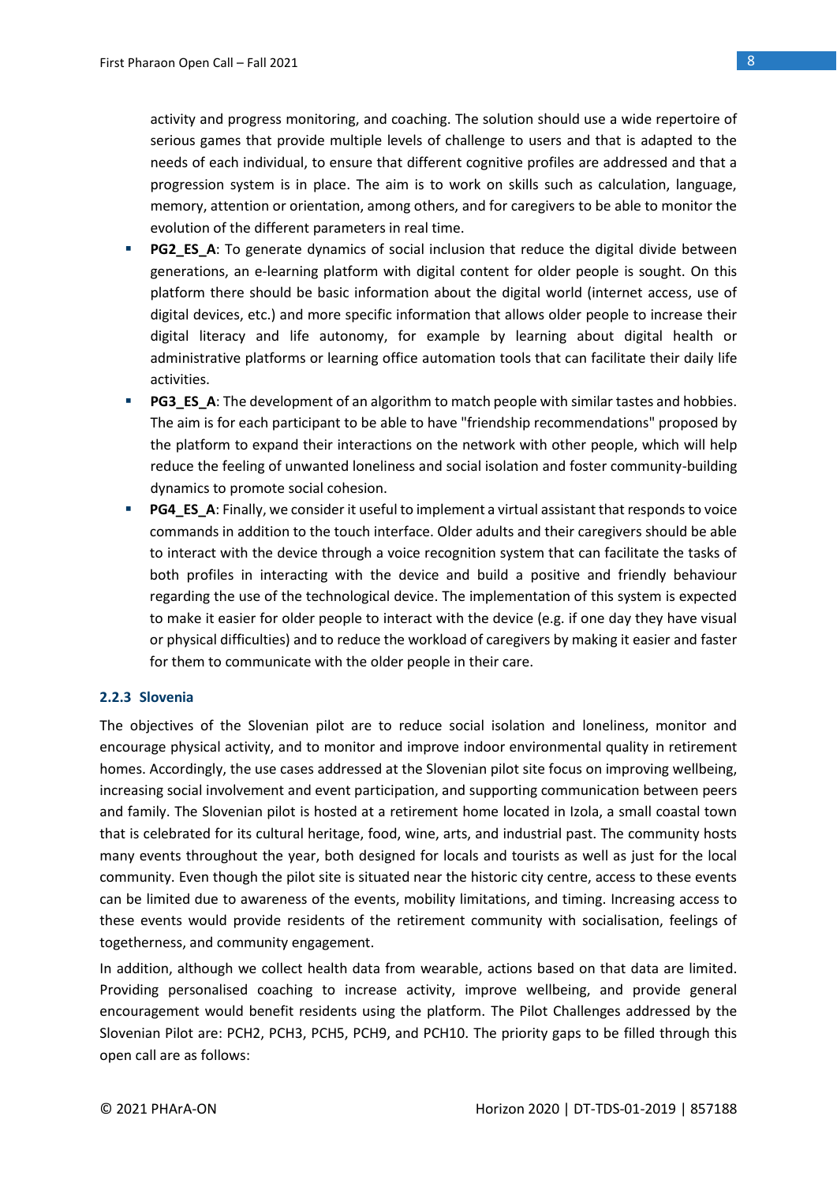activity and progress monitoring, and coaching. The solution should use a wide repertoire of serious games that provide multiple levels of challenge to users and that is adapted to the needs of each individual, to ensure that different cognitive profiles are addressed and that a progression system is in place. The aim is to work on skills such as calculation, language, memory, attention or orientation, among others, and for caregivers to be able to monitor the evolution of the different parameters in real time.

- **PG2_ES_A**: To generate dynamics of social inclusion that reduce the digital divide between generations, an e-learning platform with digital content for older people is sought. On this platform there should be basic information about the digital world (internet access, use of digital devices, etc.) and more specific information that allows older people to increase their digital literacy and life autonomy, for example by learning about digital health or administrative platforms or learning office automation tools that can facilitate their daily life activities.
- **PG3_ES_A**: The development of an algorithm to match people with similar tastes and hobbies. The aim is for each participant to be able to have "friendship recommendations" proposed by the platform to expand their interactions on the network with other people, which will help reduce the feeling of unwanted loneliness and social isolation and foster community-building dynamics to promote social cohesion.
- **PG4_ES_A**: Finally, we consider it useful to implement a virtual assistant that responds to voice commands in addition to the touch interface. Older adults and their caregivers should be able to interact with the device through a voice recognition system that can facilitate the tasks of both profiles in interacting with the device and build a positive and friendly behaviour regarding the use of the technological device. The implementation of this system is expected to make it easier for older people to interact with the device (e.g. if one day they have visual or physical difficulties) and to reduce the workload of caregivers by making it easier and faster for them to communicate with the older people in their care.

### 2.2.3 Slovenia

The objectives of the Slovenian pilot are to reduce social isolation and loneliness, monitor and encourage physical activity, and to monitor and improve indoor environmental quality in retirement homes. Accordingly, the use cases addressed at the Slovenian pilot site focus on improving wellbeing, increasing social involvement and event participation, and supporting communication between peers and family. The Slovenian pilot is hosted at a retirement home located in Izola, a small coastal town that is celebrated for its cultural heritage, food, wine, arts, and industrial past. The community hosts many events throughout the year, both designed for locals and tourists as well as just for the local community. Even though the pilot site is situated near the historic city centre, access to these events can be limited due to awareness of the events, mobility limitations, and timing. Increasing access to these events would provide residents of the retirement community with socialisation, feelings of togetherness, and community engagement.

In addition, although we collect health data from wearable, actions based on that data are limited. Providing personalised coaching to increase activity, improve wellbeing, and provide general encouragement would benefit residents using the platform. The Pilot Challenges addressed by the Slovenian Pilot are: PCH2, PCH3, PCH5, PCH9, and PCH10. The priority gaps to be filled through this open call are as follows: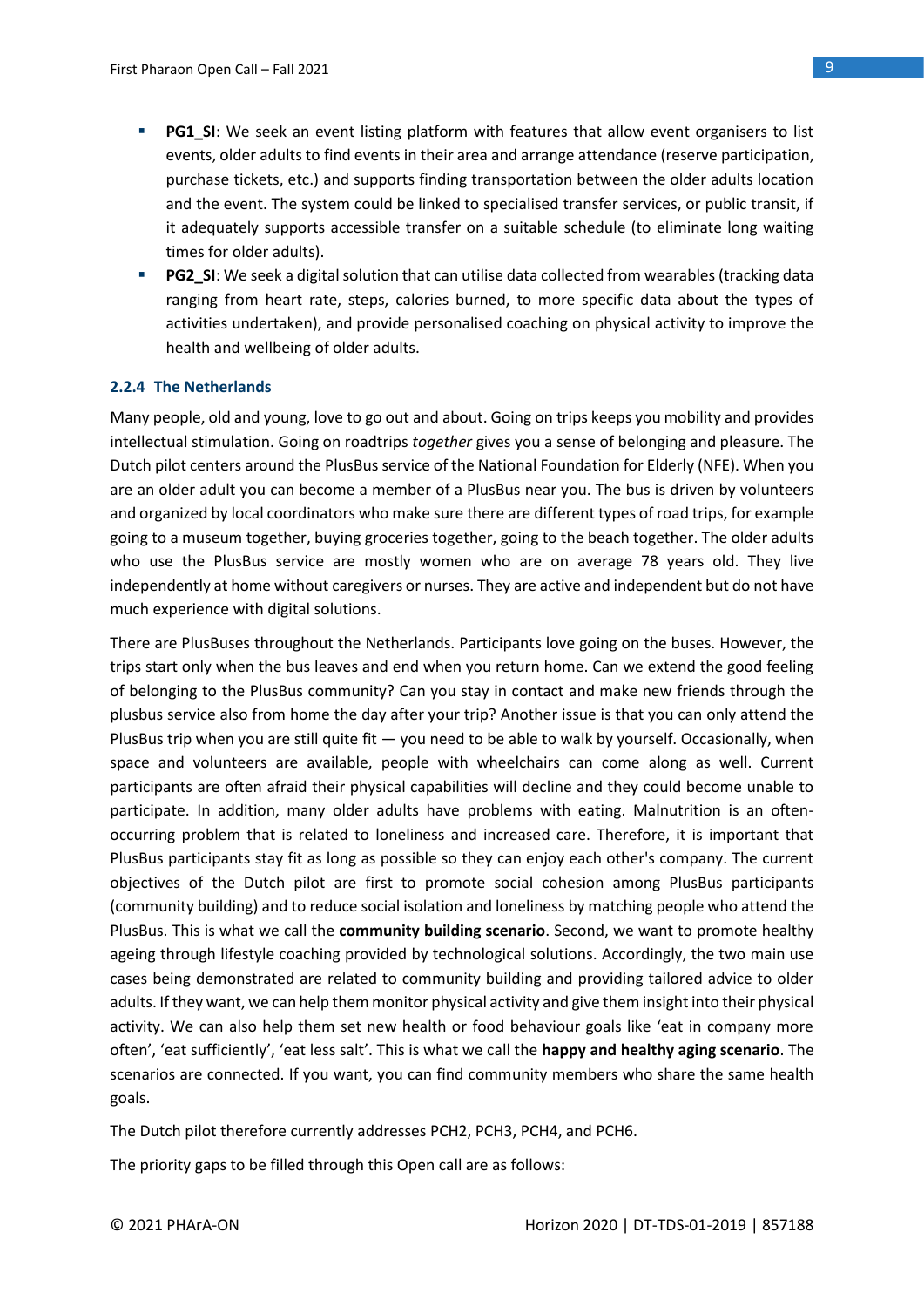- **PG1_SI**: We seek an event listing platform with features that allow event organisers to list events, older adults to find events in their area and arrange attendance (reserve participation, purchase tickets, etc.) and supports finding transportation between the older adults location and the event. The system could be linked to specialised transfer services, or public transit, if it adequately supports accessible transfer on a suitable schedule (to eliminate long waiting times for older adults).
- **PG2_SI**: We seek a digital solution that can utilise data collected from wearables (tracking data ranging from heart rate, steps, calories burned, to more specific data about the types of activities undertaken), and provide personalised coaching on physical activity to improve the health and wellbeing of older adults.

### 2.2.4 The Netherlands

Many people, old and young, love to go out and about. Going on trips keeps you mobility and provides intellectual stimulation. Going on roadtrips *together* gives you a sense of belonging and pleasure. The Dutch pilot centers around the PlusBus service of the National Foundation for Elderly (NFE). When you are an older adult you can become a member of a PlusBus near you. The bus is driven by volunteers and organized by local coordinators who make sure there are different types of road trips, for example going to a museum together, buying groceries together, going to the beach together. The older adults who use the PlusBus service are mostly women who are on average 78 years old. They live independently at home without caregivers or nurses. They are active and independent but do not have much experience with digital solutions.

There are PlusBuses throughout the Netherlands. Participants love going on the buses. However, the trips start only when the bus leaves and end when you return home. Can we extend the good feeling of belonging to the PlusBus community? Can you stay in contact and make new friends through the plusbus service also from home the day after your trip? Another issue is that you can only attend the PlusBus trip when you are still quite fit — you need to be able to walk by yourself. Occasionally, when space and volunteers are available, people with wheelchairs can come along as well. Current participants are often afraid their physical capabilities will decline and they could become unable to participate. In addition, many older adults have problems with eating. Malnutrition is an often-occurring problem that is related to loneliness and increased care. Therefore, it is important that PlusBus participants stay fit as long as possible so they can enjoy each other's company. The current objectives of the Dutch pilot are first to promote social cohesion among PlusBus participants (community building) and to reduce social isolation and loneliness by matching people who attend the PlusBus. This is what we call the **community building scenario**. Second, we want to promote healthy ageing through lifestyle coaching provided by technological solutions. Accordingly, the two main use cases being demonstrated are related to community building and providing tailored advice to older adults. If they want, we can help them monitor physical activity and give them insight into their physical activity. We can also help them set new health or food behaviour goals like 'eat in company more often', 'eat sufficiently', 'eat less salt'. This is what we call the **happy and healthy aging scenario**. The scenarios are connected. If you want, you can find community members who share the same health goals.

The Dutch pilot therefore currently addresses PCH2, PCH3, PCH4, and PCH6.

The priority gaps to be filled through this Open call are as follows: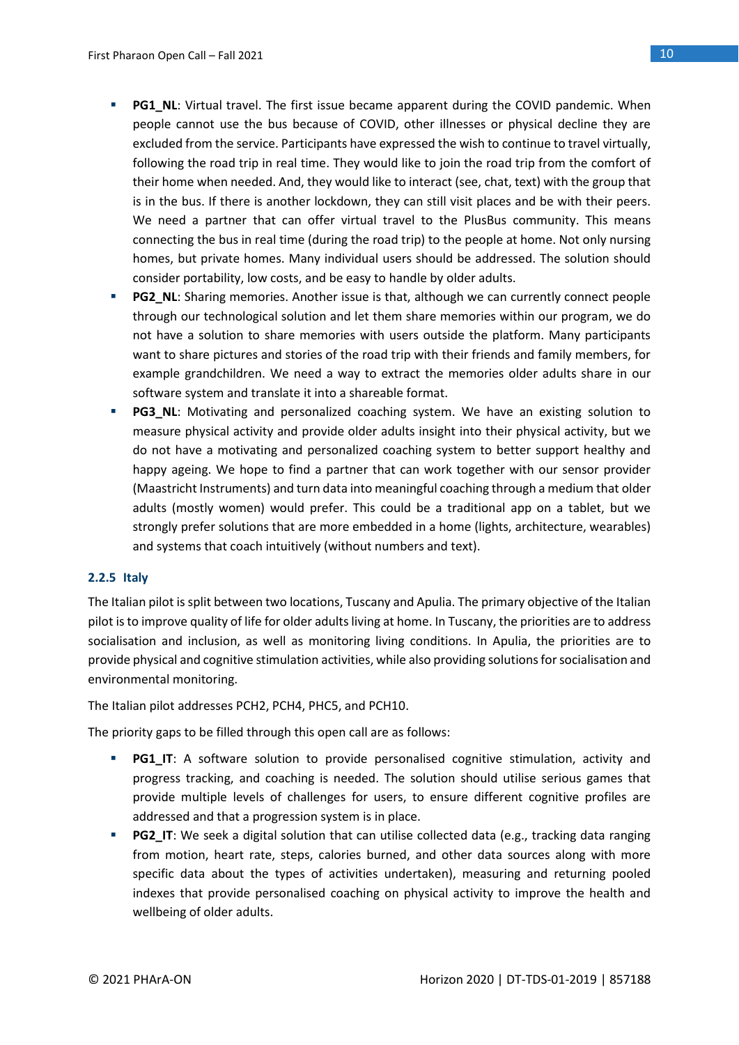- **PG1_NL**: Virtual travel. The first issue became apparent during the COVID pandemic. When people cannot use the bus because of COVID, other illnesses or physical decline they are excluded from the service. Participants have expressed the wish to continue to travel virtually, following the road trip in real time. They would like to join the road trip from the comfort of their home when needed. And, they would like to interact (see, chat, text) with the group that is in the bus. If there is another lockdown, they can still visit places and be with their peers. We need a partner that can offer virtual travel to the PlusBus community. This means connecting the bus in real time (during the road trip) to the people at home. Not only nursing homes, but private homes. Many individual users should be addressed. The solution should consider portability, low costs, and be easy to handle by older adults.
- **PG2_NL**: Sharing memories. Another issue is that, although we can currently connect people through our technological solution and let them share memories within our program, we do not have a solution to share memories with users outside the platform. Many participants want to share pictures and stories of the road trip with their friends and family members, for example grandchildren. We need a way to extract the memories older adults share in our software system and translate it into a shareable format.
- **PG3_NL**: Motivating and personalized coaching system. We have an existing solution to measure physical activity and provide older adults insight into their physical activity, but we do not have a motivating and personalized coaching system to better support healthy and happy ageing. We hope to find a partner that can work together with our sensor provider (Maastricht Instruments) and turn data into meaningful coaching through a medium that older adults (mostly women) would prefer. This could be a traditional app on a tablet, but we strongly prefer solutions that are more embedded in a home (lights, architecture, wearables) and systems that coach intuitively (without numbers and text).

### 2.2.5 Italy

The Italian pilot is split between two locations, Tuscany and Apulia. The primary objective of the Italian pilot is to improve quality of life for older adults living at home. In Tuscany, the priorities are to address socialisation and inclusion, as well as monitoring living conditions. In Apulia, the priorities are to provide physical and cognitive stimulation activities, while also providing solutions for socialisation and environmental monitoring.

The Italian pilot addresses PCH2, PCH4, PHC5, and PCH10.

The priority gaps to be filled through this open call are as follows:

- **PG1_IT**: A software solution to provide personalised cognitive stimulation, activity and progress tracking, and coaching is needed. The solution should utilise serious games that provide multiple levels of challenges for users, to ensure different cognitive profiles are addressed and that a progression system is in place.
- **PG2_IT**: We seek a digital solution that can utilise collected data (e.g., tracking data ranging from motion, heart rate, steps, calories burned, and other data sources along with more specific data about the types of activities undertaken), measuring and returning pooled indexes that provide personalised coaching on physical activity to improve the health and wellbeing of older adults.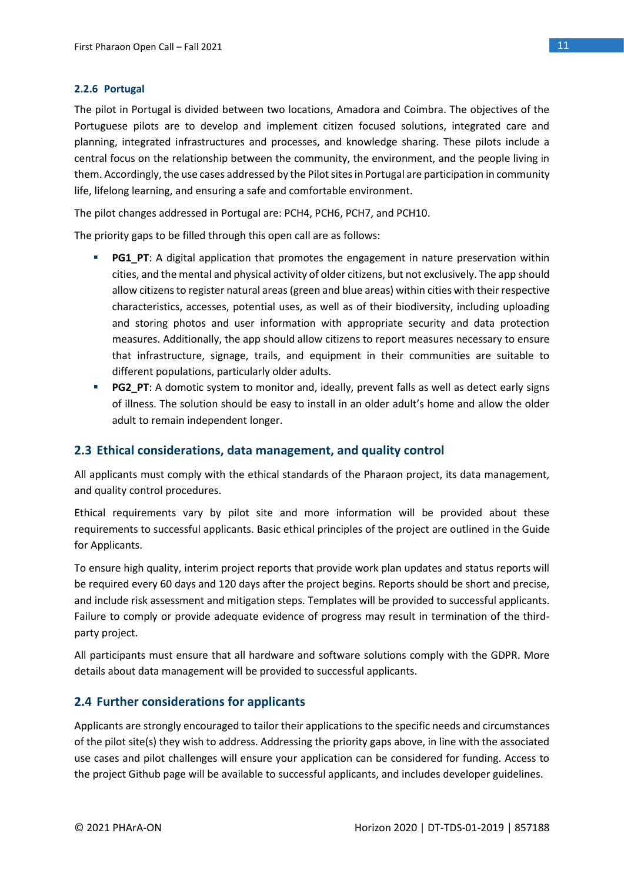#### 2.2.6 Portugal

The pilot in Portugal is divided between two locations, Amadora and Coimbra. The objectives of the Portuguese pilots are to develop and implement citizen focused solutions, integrated care and planning, integrated infrastructures and processes, and knowledge sharing. These pilots include a central focus on the relationship between the community, the environment, and the people living in them. Accordingly, the use cases addressed by the Pilot sites in Portugal are participation in community life, lifelong learning, and ensuring a safe and comfortable environment.

The pilot changes addressed in Portugal are: PCH4, PCH6, PCH7, and PCH10.

The priority gaps to be filled through this open call are as follows:

- **PG1_PT**: A digital application that promotes the engagement in nature preservation within cities, and the mental and physical activity of older citizens, but not exclusively. The app should allow citizens to register natural areas (green and blue areas) within cities with their respective characteristics, accesses, potential uses, as well as of their biodiversity, including uploading and storing photos and user information with appropriate security and data protection measures. Additionally, the app should allow citizens to report measures necessary to ensure that infrastructure, signage, trails, and equipment in their communities are suitable to different populations, particularly older adults.
- **PG2_PT**: A domotic system to monitor and, ideally, prevent falls as well as detect early signs of illness. The solution should be easy to install in an older adult's home and allow the older adult to remain independent longer.

### 2.3 Ethical considerations, data management, and quality control

All applicants must comply with the ethical standards of the Pharaon project, its data management, and quality control procedures.

Ethical requirements vary by pilot site and more information will be provided about these requirements to successful applicants. Basic ethical principles of the project are outlined in the Guide for Applicants.

To ensure high quality, interim project reports that provide work plan updates and status reports will be required every 60 days and 120 days after the project begins. Reports should be short and precise, and include risk assessment and mitigation steps. Templates will be provided to successful applicants. Failure to comply or provide adequate evidence of progress may result in termination of the third-party project.

All participants must ensure that all hardware and software solutions comply with the GDPR. More details about data management will be provided to successful applicants.

### 2.4 Further considerations for applicants

Applicants are strongly encouraged to tailor their applications to the specific needs and circumstances of the pilot site(s) they wish to address. Addressing the priority gaps above, in line with the associated use cases and pilot challenges will ensure your application can be considered for funding. Access to the project Github page will be available to successful applicants, and includes developer guidelines.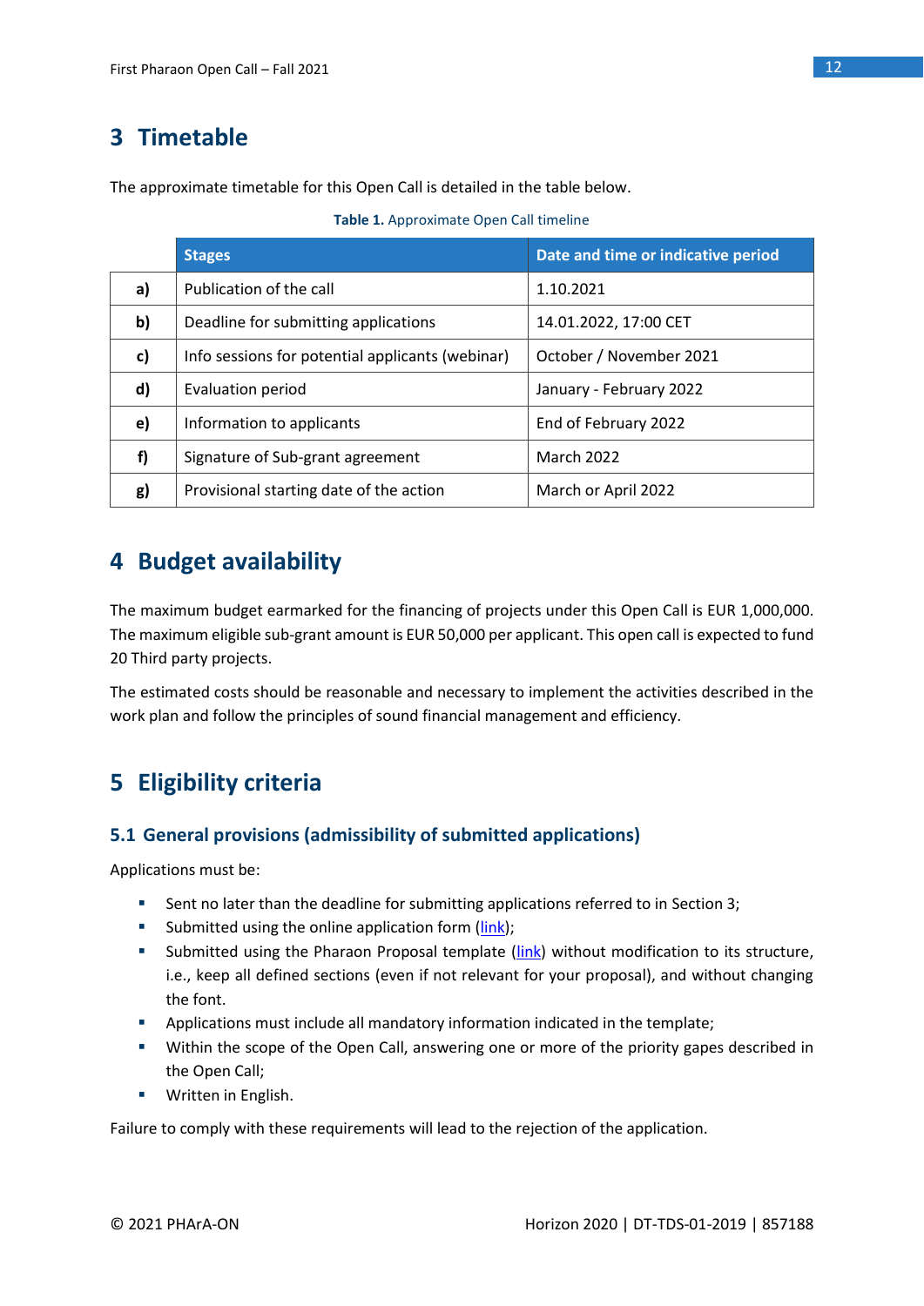# 3 Timetable

The approximate timetable for this Open Call is detailed in the table below.

**Table 1.** Approximate Open Call timeline

| | Stages | Date and time or indicative period |
|---|---|---|
| **a)** | Publication of the call | 1.10.2021 |
| **b)** | Deadline for submitting applications | 14.01.2022, 17:00 CET |
| **c)** | Info sessions for potential applicants (webinar) | October / November 2021 |
| **d)** | Evaluation period | January - February 2022 |
| **e)** | Information to applicants | End of February 2022 |
| **f)** | Signature of Sub-grant agreement | March 2022 |
| **g)** | Provisional starting date of the action | March or April 2022 |

# 4 Budget availability

The maximum budget earmarked for the financing of projects under this Open Call is EUR 1,000,000. The maximum eligible sub-grant amount is EUR 50,000 per applicant. This open call is expected to fund 20 Third party projects.

The estimated costs should be reasonable and necessary to implement the activities described in the work plan and follow the principles of sound financial management and efficiency.

# 5 Eligibility criteria

## 5.1 General provisions (admissibility of submitted applications)

Applications must be:

- Sent no later than the deadline for submitting applications referred to in Section 3;
- Submitted using the online application form (link);
- Submitted using the Pharaon Proposal template (link) without modification to its structure, i.e., keep all defined sections (even if not relevant for your proposal), and without changing the font.
- Applications must include all mandatory information indicated in the template;
- Within the scope of the Open Call, answering one or more of the priority gapes described in the Open Call;
- Written in English.

Failure to comply with these requirements will lead to the rejection of the application.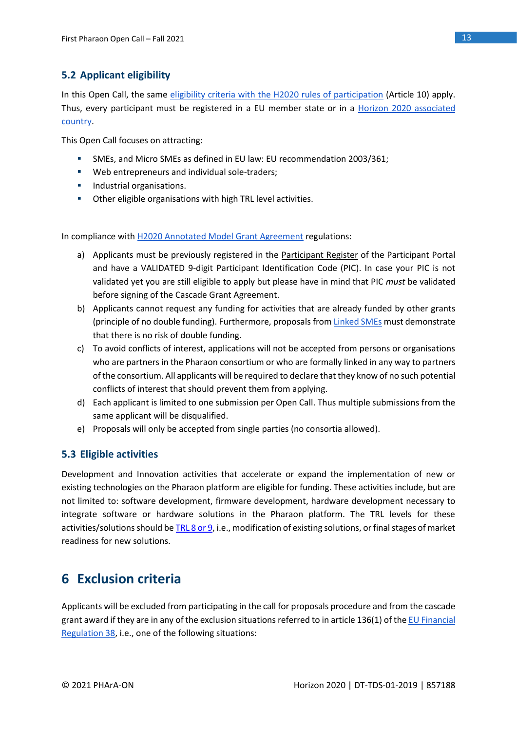## 5.2 Applicant eligibility

In this Open Call, the same eligibility criteria with the H2020 rules of participation (Article 10) apply. Thus, every participant must be registered in a EU member state or in a Horizon 2020 associated country.

This Open Call focuses on attracting:

- SMEs, and Micro SMEs as defined in EU law: EU recommendation 2003/361;
- Web entrepreneurs and individual sole-traders;
- Industrial organisations.
- Other eligible organisations with high TRL level activities.

In compliance with H2020 Annotated Model Grant Agreement regulations:

a) Applicants must be previously registered in the Participant Register of the Participant Portal and have a VALIDATED 9-digit Participant Identification Code (PIC). In case your PIC is not validated yet you are still eligible to apply but please have in mind that PIC *must* be validated before signing of the Cascade Grant Agreement.

b) Applicants cannot request any funding for activities that are already funded by other grants (principle of no double funding). Furthermore, proposals from Linked SMEs must demonstrate that there is no risk of double funding.

c) To avoid conflicts of interest, applications will not be accepted from persons or organisations who are partners in the Pharaon consortium or who are formally linked in any way to partners of the consortium. All applicants will be required to declare that they know of no such potential conflicts of interest that should prevent them from applying.

d) Each applicant is limited to one submission per Open Call. Thus multiple submissions from the same applicant will be disqualified.

e) Proposals will only be accepted from single parties (no consortia allowed).

## 5.3 Eligible activities

Development and Innovation activities that accelerate or expand the implementation of new or existing technologies on the Pharaon platform are eligible for funding. These activities include, but are not limited to: software development, firmware development, hardware development necessary to integrate software or hardware solutions in the Pharaon platform. The TRL levels for these activities/solutions should be TRL 8 or 9, i.e., modification of existing solutions, or final stages of market readiness for new solutions.

# 6 Exclusion criteria

Applicants will be excluded from participating in the call for proposals procedure and from the cascade grant award if they are in any of the exclusion situations referred to in article 136(1) of the EU Financial Regulation 38, i.e., one of the following situations: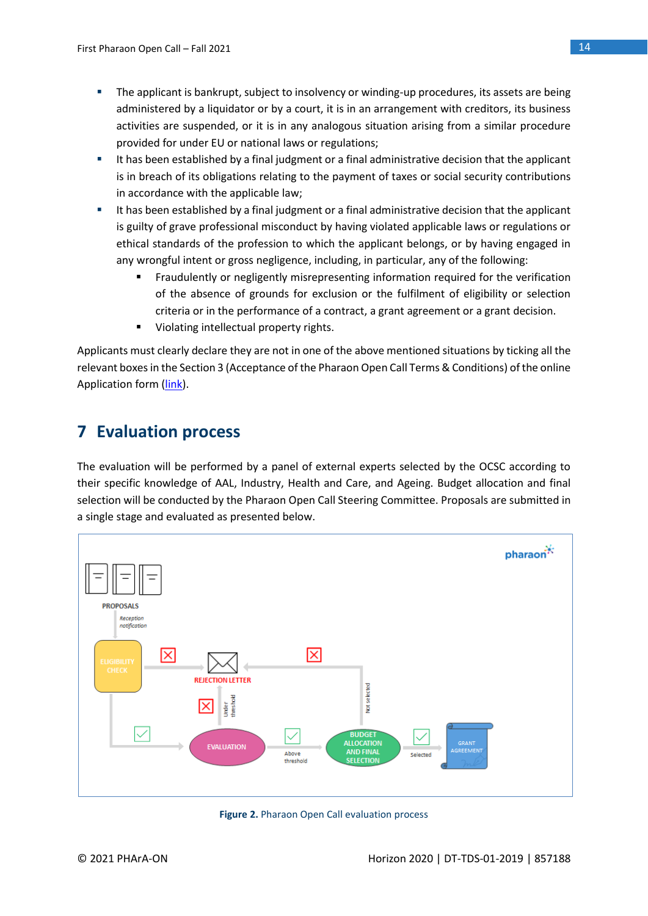- The applicant is bankrupt, subject to insolvency or winding-up procedures, its assets are being administered by a liquidator or by a court, it is in an arrangement with creditors, its business activities are suspended, or it is in any analogous situation arising from a similar procedure provided for under EU or national laws or regulations;
- It has been established by a final judgment or a final administrative decision that the applicant is in breach of its obligations relating to the payment of taxes or social security contributions in accordance with the applicable law;
- It has been established by a final judgment or a final administrative decision that the applicant is guilty of grave professional misconduct by having violated applicable laws or regulations or ethical standards of the profession to which the applicant belongs, or by having engaged in any wrongful intent or gross negligence, including, in particular, any of the following:
  - Fraudulently or negligently misrepresenting information required for the verification of the absence of grounds for exclusion or the fulfilment of eligibility or selection criteria or in the performance of a contract, a grant agreement or a grant decision.
  - Violating intellectual property rights.

Applicants must clearly declare they are not in one of the above mentioned situations by ticking all the relevant boxes in the Section 3 (Acceptance of the Pharaon Open Call Terms & Conditions) of the online Application form (link).

# 7 Evaluation process

The evaluation will be performed by a panel of external experts selected by the OCSC according to their specific knowledge of AAL, Industry, Health and Care, and Ageing. Budget allocation and final selection will be conducted by the Pharaon Open Call Steering Committee. Proposals are submitted in a single stage and evaluated as presented below.

**Figure 2.** Pharaon Open Call evaluation process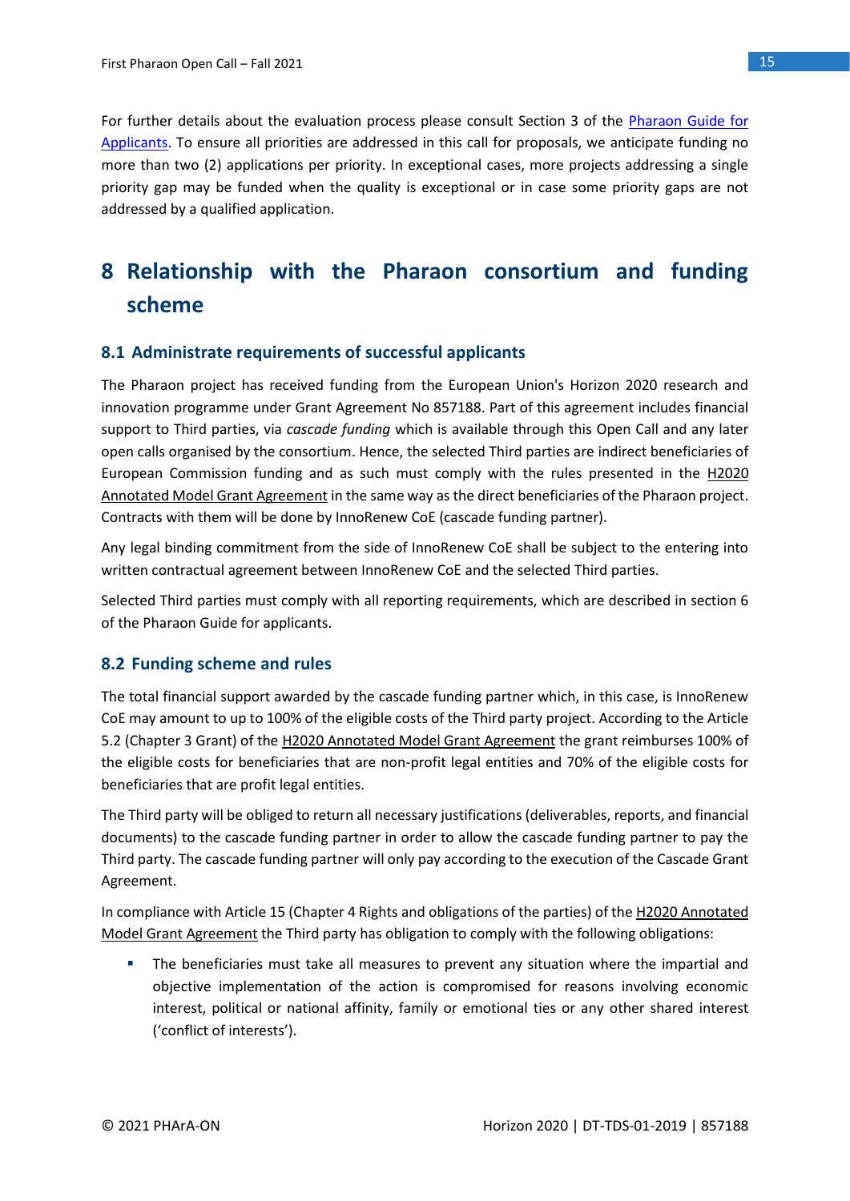For further details about the evaluation process please consult Section 3 of the Pharaon Guide for Applicants. To ensure all priorities are addressed in this call for proposals, we anticipate funding no more than two (2) applications per priority. In exceptional cases, more projects addressing a single priority gap may be funded when the quality is exceptional or in case some priority gaps are not addressed by a qualified application.

# 8 Relationship with the Pharaon consortium and funding scheme

## 8.1 Administrate requirements of successful applicants

The Pharaon project has received funding from the European Union's Horizon 2020 research and innovation programme under Grant Agreement No 857188. Part of this agreement includes financial support to Third parties, via *cascade funding* which is available through this Open Call and any later open calls organised by the consortium. Hence, the selected Third parties are indirect beneficiaries of European Commission funding and as such must comply with the rules presented in the H2020 Annotated Model Grant Agreement in the same way as the direct beneficiaries of the Pharaon project. Contracts with them will be done by InnoRenew CoE (cascade funding partner).

Any legal binding commitment from the side of InnoRenew CoE shall be subject to the entering into written contractual agreement between InnoRenew CoE and the selected Third parties.

Selected Third parties must comply with all reporting requirements, which are described in section 6 of the Pharaon Guide for applicants.

## 8.2 Funding scheme and rules

The total financial support awarded by the cascade funding partner which, in this case, is InnoRenew CoE may amount to up to 100% of the eligible costs of the Third party project. According to the Article 5.2 (Chapter 3 Grant) of the H2020 Annotated Model Grant Agreement the grant reimburses 100% of the eligible costs for beneficiaries that are non-profit legal entities and 70% of the eligible costs for beneficiaries that are profit legal entities.

The Third party will be obliged to return all necessary justifications (deliverables, reports, and financial documents) to the cascade funding partner in order to allow the cascade funding partner to pay the Third party. The cascade funding partner will only pay according to the execution of the Cascade Grant Agreement.

In compliance with Article 15 (Chapter 4 Rights and obligations of the parties) of the H2020 Annotated Model Grant Agreement the Third party has obligation to comply with the following obligations:

- The beneficiaries must take all measures to prevent any situation where the impartial and objective implementation of the action is compromised for reasons involving economic interest, political or national affinity, family or emotional ties or any other shared interest ('conflict of interests').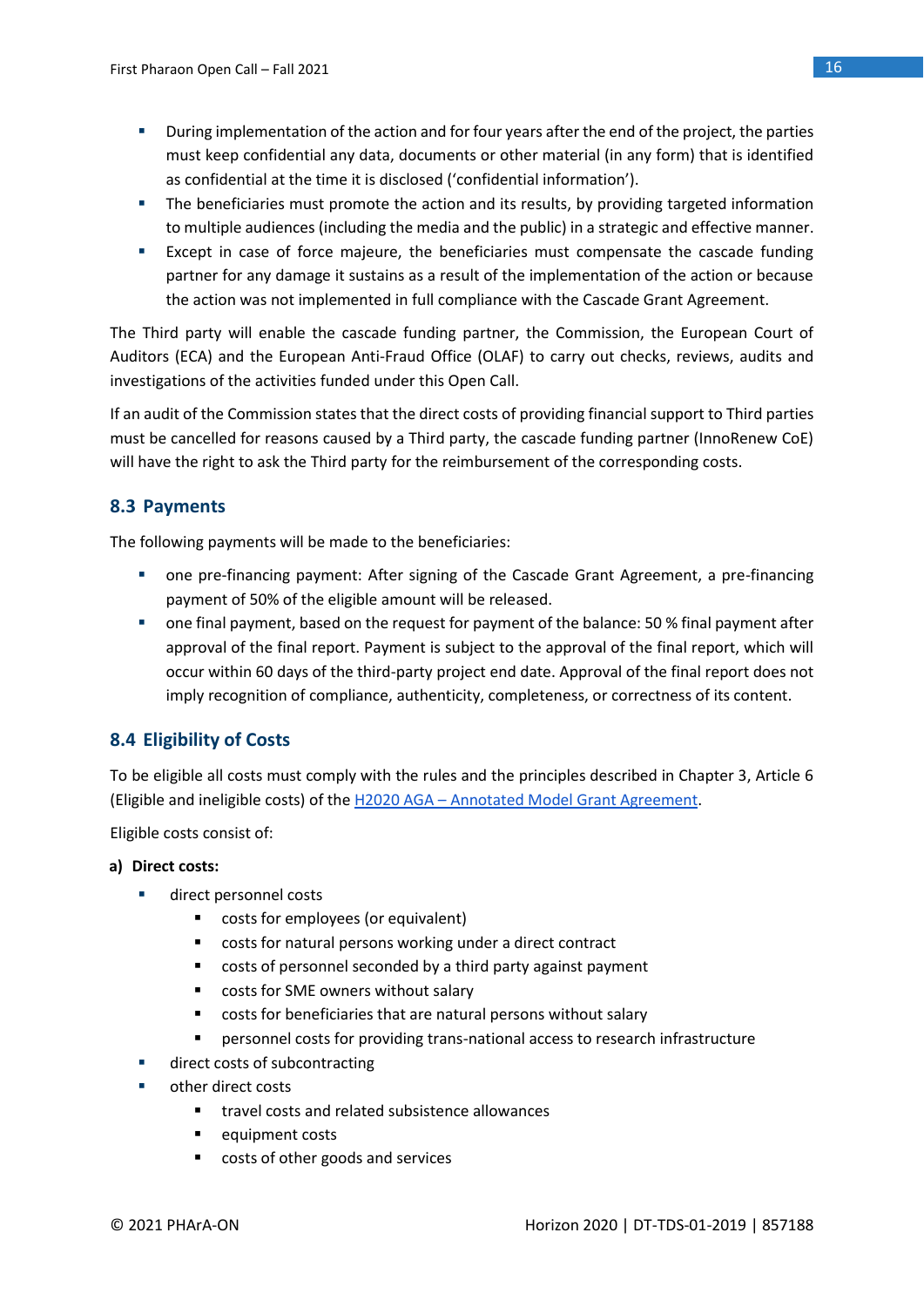- During implementation of the action and for four years after the end of the project, the parties must keep confidential any data, documents or other material (in any form) that is identified as confidential at the time it is disclosed ('confidential information').
- The beneficiaries must promote the action and its results, by providing targeted information to multiple audiences (including the media and the public) in a strategic and effective manner.
- Except in case of force majeure, the beneficiaries must compensate the cascade funding partner for any damage it sustains as a result of the implementation of the action or because the action was not implemented in full compliance with the Cascade Grant Agreement.

The Third party will enable the cascade funding partner, the Commission, the European Court of Auditors (ECA) and the European Anti-Fraud Office (OLAF) to carry out checks, reviews, audits and investigations of the activities funded under this Open Call.

If an audit of the Commission states that the direct costs of providing financial support to Third parties must be cancelled for reasons caused by a Third party, the cascade funding partner (InnoRenew CoE) will have the right to ask the Third party for the reimbursement of the corresponding costs.

## 8.3 Payments

The following payments will be made to the beneficiaries:

- one pre-financing payment: After signing of the Cascade Grant Agreement, a pre-financing payment of 50% of the eligible amount will be released.
- one final payment, based on the request for payment of the balance: 50 % final payment after approval of the final report. Payment is subject to the approval of the final report, which will occur within 60 days of the third-party project end date. Approval of the final report does not imply recognition of compliance, authenticity, completeness, or correctness of its content.

## 8.4 Eligibility of Costs

To be eligible all costs must comply with the rules and the principles described in Chapter 3, Article 6 (Eligible and ineligible costs) of the H2020 AGA – Annotated Model Grant Agreement.

Eligible costs consist of:

**a) Direct costs:**

- direct personnel costs
  - costs for employees (or equivalent)
  - costs for natural persons working under a direct contract
  - costs of personnel seconded by a third party against payment
  - costs for SME owners without salary
  - costs for beneficiaries that are natural persons without salary
  - personnel costs for providing trans-national access to research infrastructure
- direct costs of subcontracting
- other direct costs
  - travel costs and related subsistence allowances
  - equipment costs
  - costs of other goods and services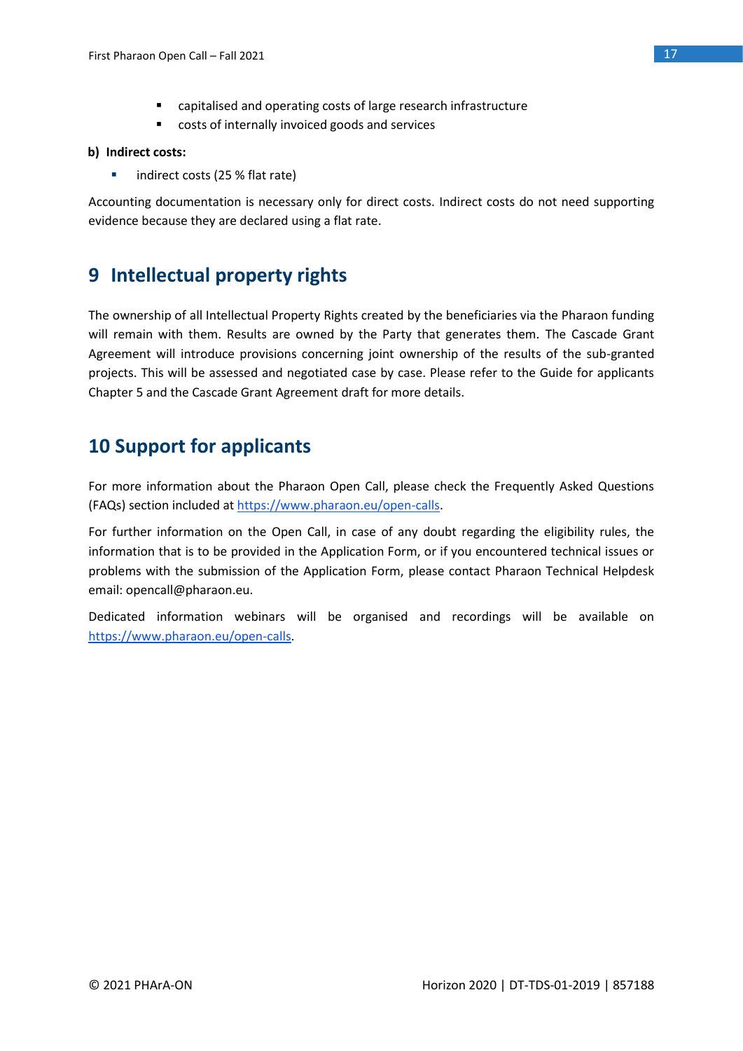- capitalised and operating costs of large research infrastructure
- costs of internally invoiced goods and services

**b) Indirect costs:**

- indirect costs (25 % flat rate)

Accounting documentation is necessary only for direct costs. Indirect costs do not need supporting evidence because they are declared using a flat rate.

# 9 Intellectual property rights

The ownership of all Intellectual Property Rights created by the beneficiaries via the Pharaon funding will remain with them. Results are owned by the Party that generates them. The Cascade Grant Agreement will introduce provisions concerning joint ownership of the results of the sub-granted projects. This will be assessed and negotiated case by case. Please refer to the Guide for applicants Chapter 5 and the Cascade Grant Agreement draft for more details.

# 10 Support for applicants

For more information about the Pharaon Open Call, please check the Frequently Asked Questions (FAQs) section included at [https://www.pharaon.eu/open-calls](https://www.pharaon.eu/open-calls).

For further information on the Open Call, in case of any doubt regarding the eligibility rules, the information that is to be provided in the Application Form, or if you encountered technical issues or problems with the submission of the Application Form, please contact Pharaon Technical Helpdesk email: opencall@pharaon.eu.

Dedicated information webinars will be organised and recordings will be available on [https://www.pharaon.eu/open-calls](https://www.pharaon.eu/open-calls).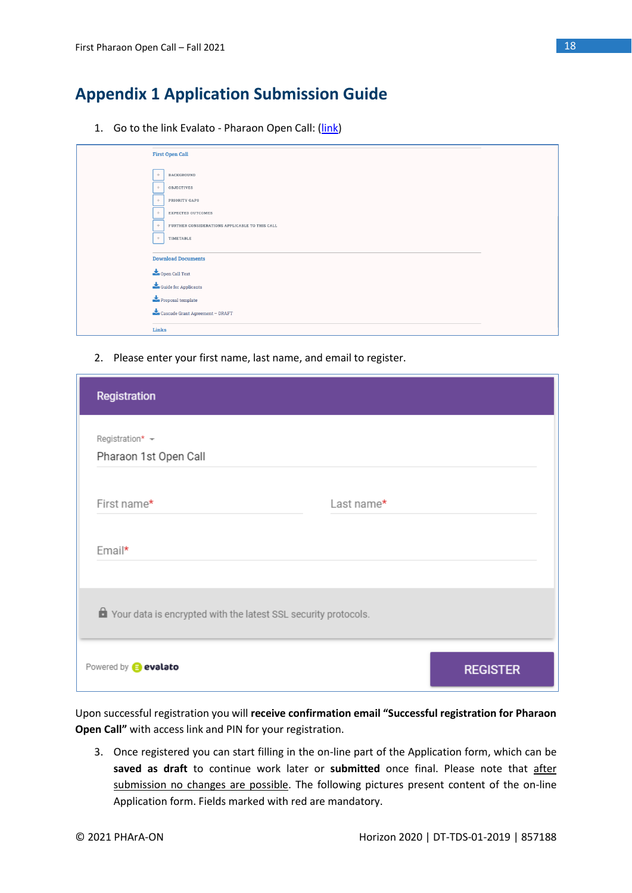# Appendix 1 Application Submission Guide

1. Go to the link Evalato - Pharaon Open Call: (link)

First Open Call

- BACKGROUND
- OBJECTIVES
- PRIORITY GAPS
- EXPECTED OUTCOMES
- FURTHER CONSIDERATIONS APPLICABLE TO THIS CALL
- TIMETABLE

Download Documents

- Open Call Text
- Guide for Applicants
- Proposal template
- Cascade Grant Agreement – DRAFT

Links

2. Please enter your first name, last name, and email to register.

Registration

Registration*
Pharaon 1st Open Call

First name*
Last name*

Email*

Your data is encrypted with the latest SSL security protocols.

Powered by evalato

REGISTER

Upon successful registration you will **receive confirmation email "Successful registration for Pharaon Open Call"** with access link and PIN for your registration.

3. Once registered you can start filling in the on-line part of the Application form, which can be **saved as draft** to continue work later or **submitted** once final. Please note that after submission no changes are possible. The following pictures present content of the on-line Application form. Fields marked with red are mandatory.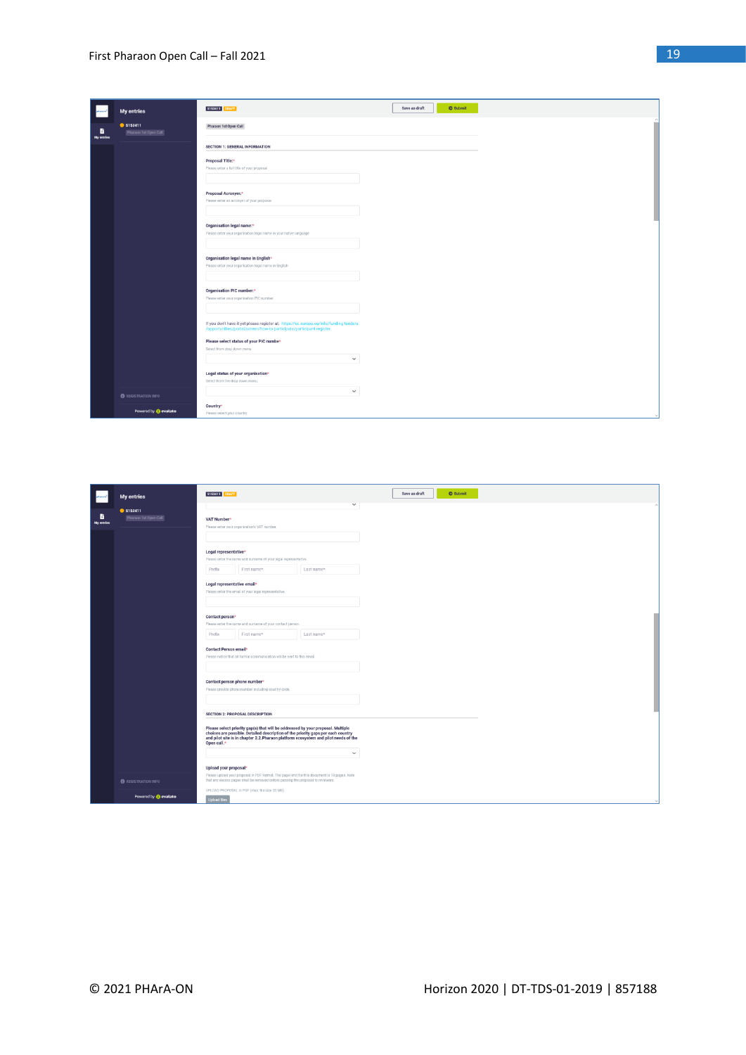My entries

S153411

Pharaon 1st Open Call

Save as draft | Submit

Pharaon 1st Open Call

SECTION 1: GENERAL INFORMATION

Proposal Title:*

Please enter a full title of your proposal

Proposal Acronym:*

Please enter an acronym of your proposal

Organisation legal name:*

Please enter your organisation legal name in your native language

Organisation legal name in English*

Please enter your organisation legal name in English

Organisation PIC number:*

Please enter your organisation PIC number

If you don't have it yet please register at: https://ec.europa.eu/info/funding-tenders/opportunities/portal/screen/how-to-participate/participant-register

Please select status of your PIC numbe*

Select from drop down menu

Legal status of your organisation*

Select from the drop down menu

Country*

Please select your country

REGISTRATION INFO

Powered by evalato

My entries

S153411

Pharaon 1st Open Call

Save as draft | Submit

VAT Number*

Please enter your organisation's VAT number

Legal representative*

Please enter the name and surname of your legal representative.

Prefix | First name* | Last name*

Legal representative email*

Please enter the email of your legal representative.

Contact person*

Please enter the name and surname of your contact person.

Prefix | First name* | Last name*

Contact Person email*

Please notice that all formal communication will be sent to this email.

Contact person phone number*

Please provide phone number including country code.

SECTION 2: PROPOSAL DESCRIPTION

Please select priority gap(s) that will be addressed by your proposal. Multiple choices are possible. Detailed description of the priority gaps per each country and pilot site is in chapter 2.2.Pharaon platform ecosystem and pilot needs of the Open call.*

Upload your proposal*

Please upload your proposal in PDF format. The page limit for this document is 14 pages. Note that any excess pages shall be removed before passing the proposal to reviewers.

UPLOAD PROPOSAL in PDF (max. file size 25 MB)

Upload files

REGISTRATION INFO

Powered by evalato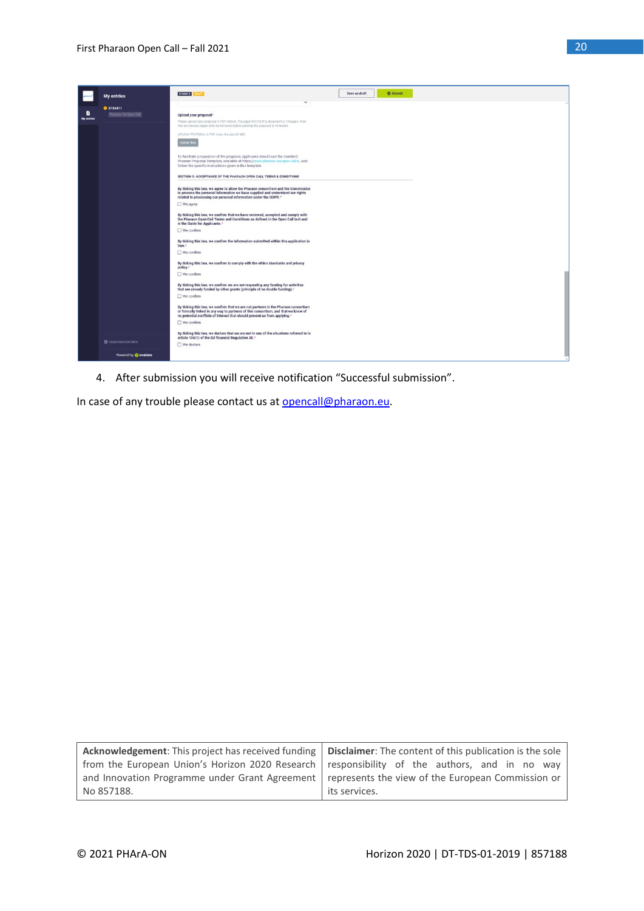4. After submission you will receive notification “Successful submission”.

In case of any trouble please contact us at opencall@pharaon.eu.

| | |
|---|---|
| **Acknowledgement**: This project has received funding from the European Union’s Horizon 2020 Research and Innovation Programme under Grant Agreement No 857188. | **Disclaimer**: The content of this publication is the sole responsibility of the authors, and in no way represents the view of the European Commission or its services. |